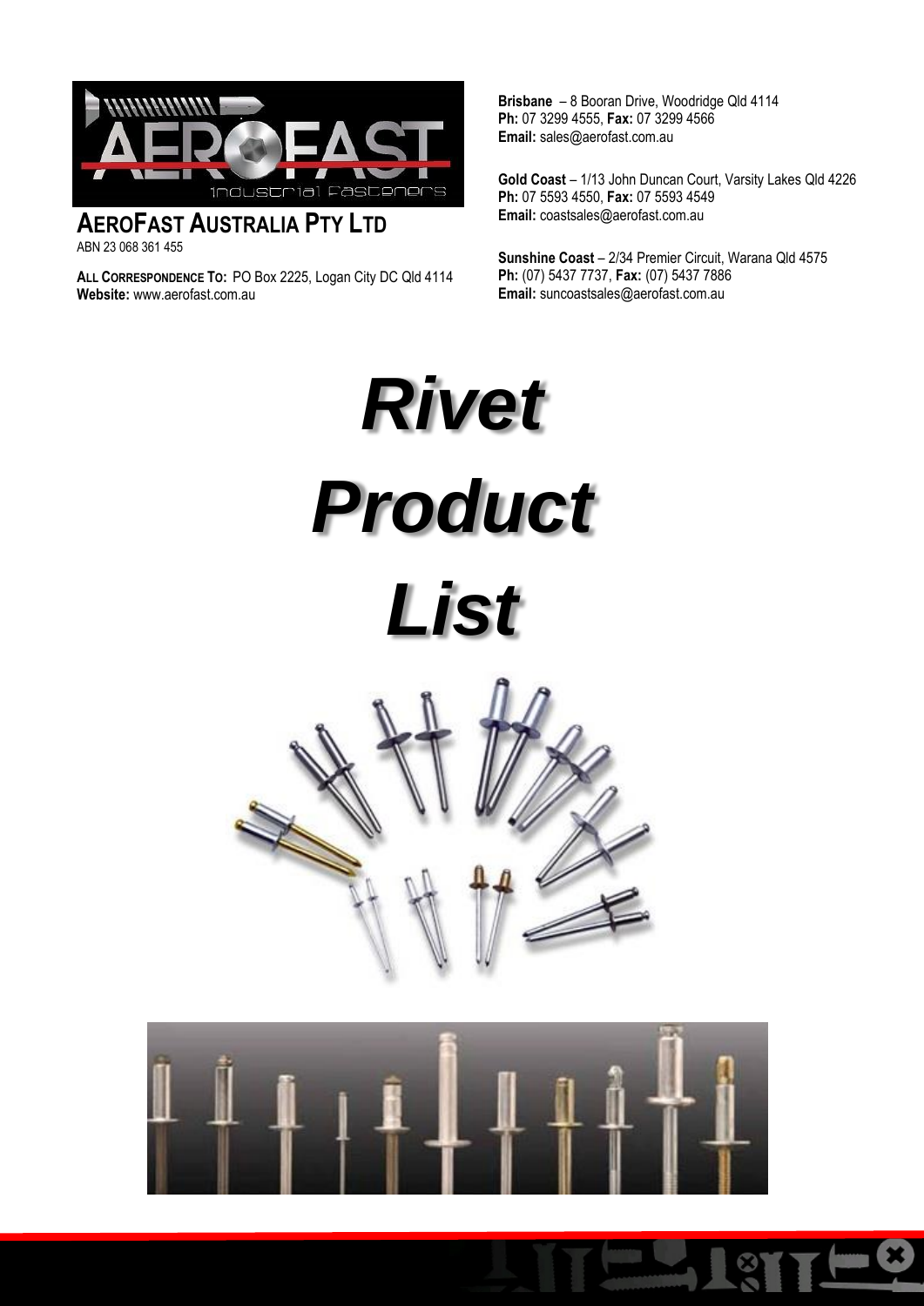**AEROFAST AUSTRALIA PTY LTD**
ABN 23 068 361 455

**ALL CORRESPONDENCE TO:** PO Box 2225, Logan City DC Qld 4114
**Website:** www.aerofast.com.au

**Brisbane** – 8 Booran Drive, Woodridge Qld 4114
**Ph:** 07 3299 4555, **Fax:** 07 3299 4566
**Email:** sales@aerofast.com.au

**Gold Coast** – 1/13 John Duncan Court, Varsity Lakes Qld 4226
**Ph:** 07 5593 4550, **Fax:** 07 5593 4549
**Email:** coastsales@aerofast.com.au

**Sunshine Coast** – 2/34 Premier Circuit, Warana Qld 4575
**Ph:** (07) 5437 7737, **Fax:** (07) 5437 7886
**Email:** suncoastsales@aerofast.com.au

# *Rivet Product List*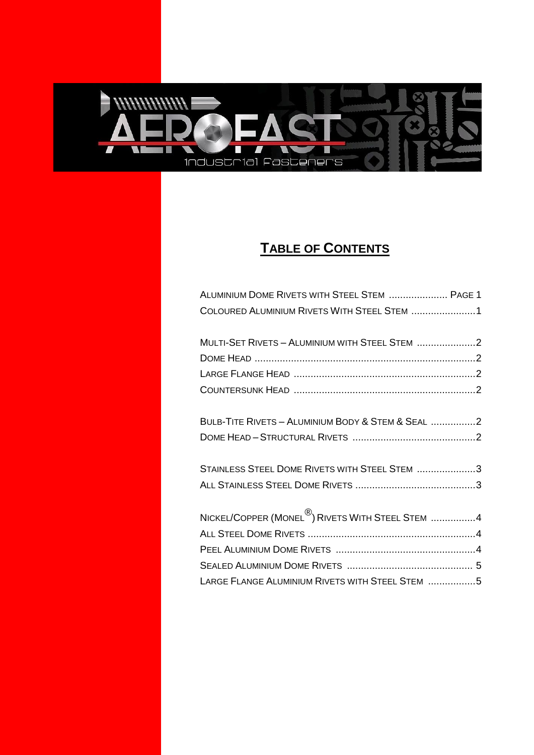# TABLE OF CONTENTS

ALUMINIUM DOME RIVETS WITH STEEL STEM ..................... PAGE 1
COLOURED ALUMINIUM RIVETS WITH STEEL STEM .......................1

MULTI-SET RIVETS – ALUMINIUM WITH STEEL STEM .....................2
DOME HEAD ...............................................................................2
LARGE FLANGE HEAD .................................................................2
COUNTERSUNK HEAD .................................................................2

BULB-TITE RIVETS – ALUMINIUM BODY & STEM & SEAL ................2
DOME HEAD – STRUCTURAL RIVETS ............................................2

STAINLESS STEEL DOME RIVETS WITH STEEL STEM .....................3
ALL STAINLESS STEEL DOME RIVETS ...........................................3

NICKEL/COPPER (MONEL®) RIVETS WITH STEEL STEM ................4
ALL STEEL DOME RIVETS ............................................................4
PEEL ALUMINIUM DOME RIVETS ..................................................4
SEALED ALUMINIUM DOME RIVETS ............................................. 5
LARGE FLANGE ALUMINIUM RIVETS WITH STEEL STEM .................5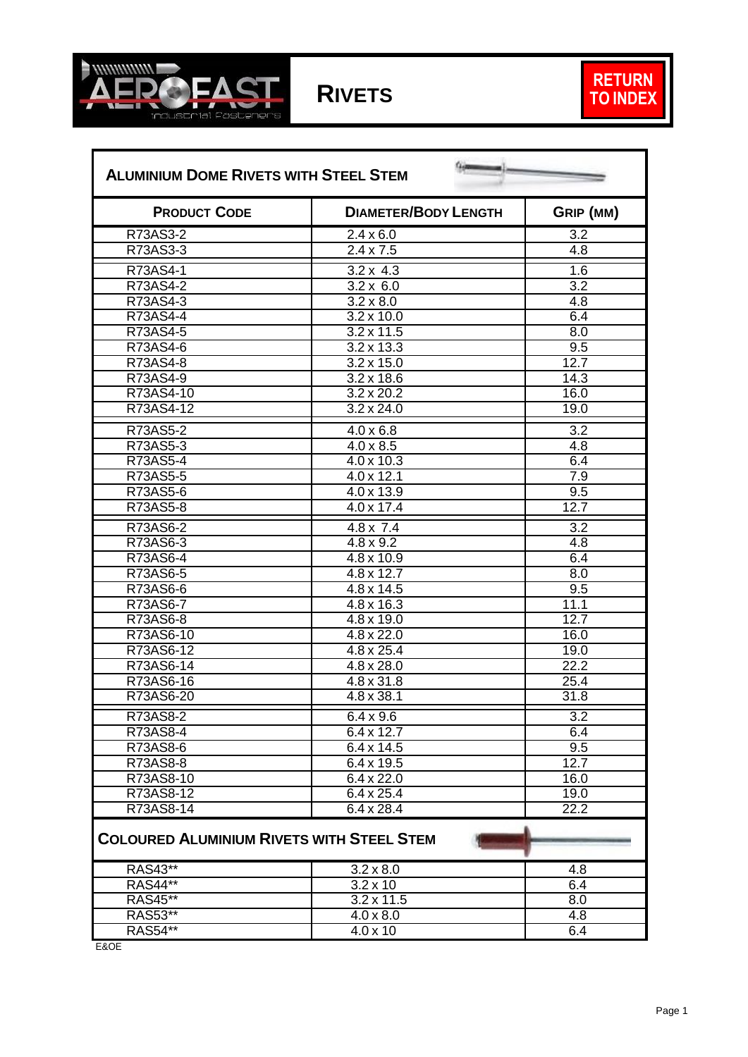# RIVETS

RETURN TO INDEX

## ALUMINIUM DOME RIVETS WITH STEEL STEM

| PRODUCT CODE | DIAMETER/BODY LENGTH | GRIP (MM) |
|---|---|---|
| R73AS3-2 | 2.4 x 6.0 | 3.2 |
| R73AS3-3 | 2.4 x 7.5 | 4.8 |
| R73AS4-1 | 3.2 x 4.3 | 1.6 |
| R73AS4-2 | 3.2 x 6.0 | 3.2 |
| R73AS4-3 | 3.2 x 8.0 | 4.8 |
| R73AS4-4 | 3.2 x 10.0 | 6.4 |
| R73AS4-5 | 3.2 x 11.5 | 8.0 |
| R73AS4-6 | 3.2 x 13.3 | 9.5 |
| R73AS4-8 | 3.2 x 15.0 | 12.7 |
| R73AS4-9 | 3.2 x 18.6 | 14.3 |
| R73AS4-10 | 3.2 x 20.2 | 16.0 |
| R73AS4-12 | 3.2 x 24.0 | 19.0 |
| R73AS5-2 | 4.0 x 6.8 | 3.2 |
| R73AS5-3 | 4.0 x 8.5 | 4.8 |
| R73AS5-4 | 4.0 x 10.3 | 6.4 |
| R73AS5-5 | 4.0 x 12.1 | 7.9 |
| R73AS5-6 | 4.0 x 13.9 | 9.5 |
| R73AS5-8 | 4.0 x 17.4 | 12.7 |
| R73AS6-2 | 4.8 x 7.4 | 3.2 |
| R73AS6-3 | 4.8 x 9.2 | 4.8 |
| R73AS6-4 | 4.8 x 10.9 | 6.4 |
| R73AS6-5 | 4.8 x 12.7 | 8.0 |
| R73AS6-6 | 4.8 x 14.5 | 9.5 |
| R73AS6-7 | 4.8 x 16.3 | 11.1 |
| R73AS6-8 | 4.8 x 19.0 | 12.7 |
| R73AS6-10 | 4.8 x 22.0 | 16.0 |
| R73AS6-12 | 4.8 x 25.4 | 19.0 |
| R73AS6-14 | 4.8 x 28.0 | 22.2 |
| R73AS6-16 | 4.8 x 31.8 | 25.4 |
| R73AS6-20 | 4.8 x 38.1 | 31.8 |
| R73AS8-2 | 6.4 x 9.6 | 3.2 |
| R73AS8-4 | 6.4 x 12.7 | 6.4 |
| R73AS8-6 | 6.4 x 14.5 | 9.5 |
| R73AS8-8 | 6.4 x 19.5 | 12.7 |
| R73AS8-10 | 6.4 x 22.0 | 16.0 |
| R73AS8-12 | 6.4 x 25.4 | 19.0 |
| R73AS8-14 | 6.4 x 28.4 | 22.2 |

## COLOURED ALUMINIUM RIVETS WITH STEEL STEM

| PRODUCT CODE | DIAMETER/BODY LENGTH | GRIP (MM) |
|---|---|---|
| RAS43** | 3.2 x 8.0 | 4.8 |
| RAS44** | 3.2 x 10 | 6.4 |
| RAS45** | 3.2 x 11.5 | 8.0 |
| RAS53** | 4.0 x 8.0 | 4.8 |
| RAS54** | 4.0 x 10 | 6.4 |

E&OE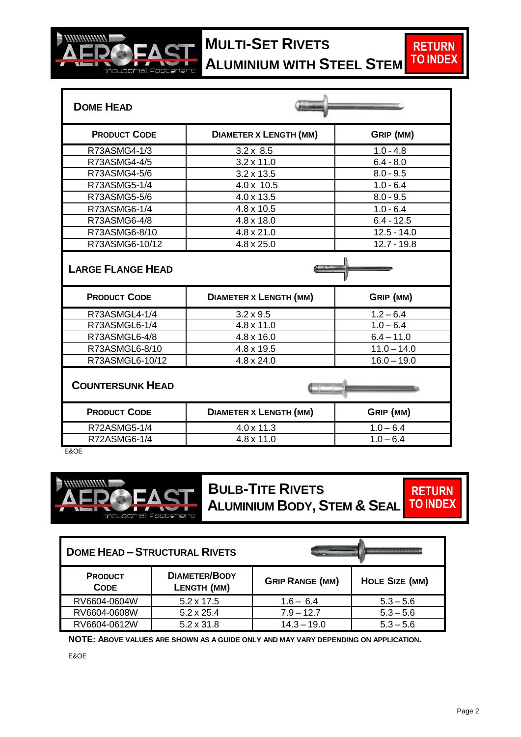# Multi-Set Rivets Aluminium with Steel Stem

RETURN TO INDEX

## Dome Head

| Product Code | Diameter x Length (mm) | Grip (mm) |
|---|---|---|
| R73ASMG4-1/3 | 3.2 x 8.5 | 1.0 - 4.8 |
| R73ASMG4-4/5 | 3.2 x 11.0 | 6.4 - 8.0 |
| R73ASMG4-5/6 | 3.2 x 13.5 | 8.0 - 9.5 |
| R73ASMG5-1/4 | 4.0 x 10.5 | 1.0 - 6.4 |
| R73ASMG5-5/6 | 4.0 x 13.5 | 8.0 - 9.5 |
| R73ASMG6-1/4 | 4.8 x 10.5 | 1.0 - 6.4 |
| R73ASMG6-4/8 | 4.8 x 18.0 | 6.4 - 12.5 |
| R73ASMG6-8/10 | 4.8 x 21.0 | 12.5 - 14.0 |
| R73ASMG6-10/12 | 4.8 x 25.0 | 12.7 - 19.8 |

## Large Flange Head

| Product Code | Diameter x Length (mm) | Grip (mm) |
|---|---|---|
| R73ASMGL4-1/4 | 3.2 x 9.5 | 1.2 – 6.4 |
| R73ASMGL6-1/4 | 4.8 x 11.0 | 1.0 – 6.4 |
| R73ASMGL6-4/8 | 4.8 x 16.0 | 6.4 – 11.0 |
| R73ASMGL6-8/10 | 4.8 x 19.5 | 11.0 – 14.0 |
| R73ASMGL6-10/12 | 4.8 x 24.0 | 16.0 – 19.0 |

## Countersunk Head

| Product Code | Diameter x Length (mm) | Grip (mm) |
|---|---|---|
| R72ASMG5-1/4 | 4.0 x 11.3 | 1.0 – 6.4 |
| R72ASMG6-1/4 | 4.8 x 11.0 | 1.0 – 6.4 |

E&OE

# Bulb-Tite Rivets Aluminium Body, Stem & Seal

RETURN TO INDEX

## Dome Head – Structural Rivets

| Product Code | Diameter/Body Length (mm) | Grip Range (mm) | Hole Size (mm) |
|---|---|---|---|
| RV6604-0604W | 5.2 x 17.5 | 1.6 – 6.4 | 5.3 – 5.6 |
| RV6604-0608W | 5.2 x 25.4 | 7.9 – 12.7 | 5.3 – 5.6 |
| RV6604-0612W | 5.2 x 31.8 | 14.3 – 19.0 | 5.3 – 5.6 |

**Note: Above values are shown as a guide only and may vary depending on application.**

E&OE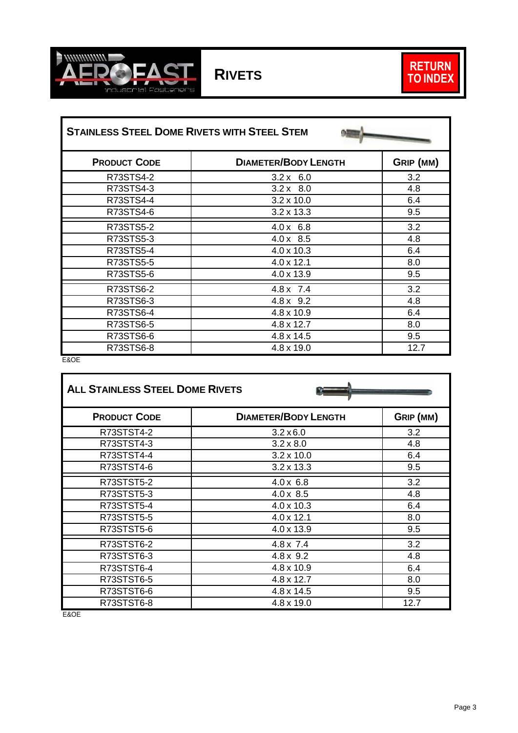# RIVETS

RETURN TO INDEX

## STAINLESS STEEL DOME RIVETS WITH STEEL STEM

| PRODUCT CODE | DIAMETER/BODY LENGTH | GRIP (MM) |
|---|---|---|
| R73STS4-2 | 3.2 x 6.0 | 3.2 |
| R73STS4-3 | 3.2 x 8.0 | 4.8 |
| R73STS4-4 | 3.2 x 10.0 | 6.4 |
| R73STS4-6 | 3.2 x 13.3 | 9.5 |
| R73STS5-2 | 4.0 x 6.8 | 3.2 |
| R73STS5-3 | 4.0 x 8.5 | 4.8 |
| R73STS5-4 | 4.0 x 10.3 | 6.4 |
| R73STS5-5 | 4.0 x 12.1 | 8.0 |
| R73STS5-6 | 4.0 x 13.9 | 9.5 |
| R73STS6-2 | 4.8 x 7.4 | 3.2 |
| R73STS6-3 | 4.8 x 9.2 | 4.8 |
| R73STS6-4 | 4.8 x 10.9 | 6.4 |
| R73STS6-5 | 4.8 x 12.7 | 8.0 |
| R73STS6-6 | 4.8 x 14.5 | 9.5 |
| R73STS6-8 | 4.8 x 19.0 | 12.7 |

E&OE

## ALL STAINLESS STEEL DOME RIVETS

| PRODUCT CODE | DIAMETER/BODY LENGTH | GRIP (MM) |
|---|---|---|
| R73STST4-2 | 3.2 x 6.0 | 3.2 |
| R73STST4-3 | 3.2 x 8.0 | 4.8 |
| R73STST4-4 | 3.2 x 10.0 | 6.4 |
| R73STST4-6 | 3.2 x 13.3 | 9.5 |
| R73STST5-2 | 4.0 x 6.8 | 3.2 |
| R73STST5-3 | 4.0 x 8.5 | 4.8 |
| R73STST5-4 | 4.0 x 10.3 | 6.4 |
| R73STST5-5 | 4.0 x 12.1 | 8.0 |
| R73STST5-6 | 4.0 x 13.9 | 9.5 |
| R73STST6-2 | 4.8 x 7.4 | 3.2 |
| R73STST6-3 | 4.8 x 9.2 | 4.8 |
| R73STST6-4 | 4.8 x 10.9 | 6.4 |
| R73STST6-5 | 4.8 x 12.7 | 8.0 |
| R73STST6-6 | 4.8 x 14.5 | 9.5 |
| R73STST6-8 | 4.8 x 19.0 | 12.7 |

E&OE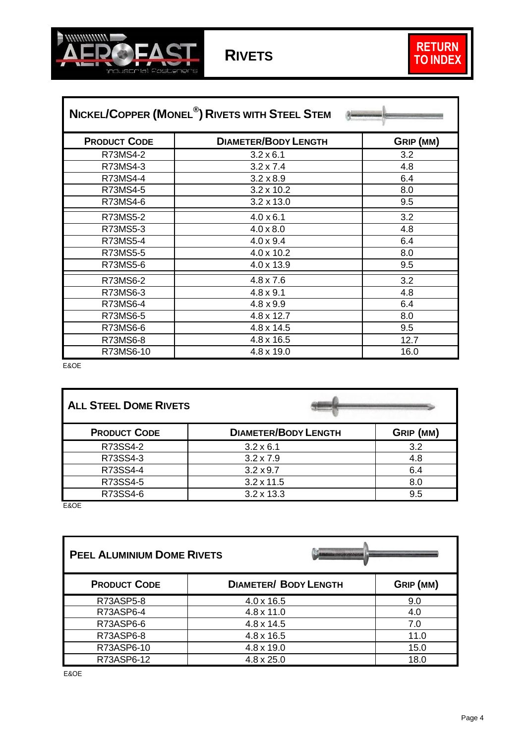# RIVETS

RETURN TO INDEX

## NICKEL/COPPER (MONEL®) RIVETS WITH STEEL STEM

| PRODUCT CODE | DIAMETER/BODY LENGTH | GRIP (MM) |
|---|---|---|
| R73MS4-2 | 3.2 x 6.1 | 3.2 |
| R73MS4-3 | 3.2 x 7.4 | 4.8 |
| R73MS4-4 | 3.2 x 8.9 | 6.4 |
| R73MS4-5 | 3.2 x 10.2 | 8.0 |
| R73MS4-6 | 3.2 x 13.0 | 9.5 |
| R73MS5-2 | 4.0 x 6.1 | 3.2 |
| R73MS5-3 | 4.0 x 8.0 | 4.8 |
| R73MS5-4 | 4.0 x 9.4 | 6.4 |
| R73MS5-5 | 4.0 x 10.2 | 8.0 |
| R73MS5-6 | 4.0 x 13.9 | 9.5 |
| R73MS6-2 | 4.8 x 7.6 | 3.2 |
| R73MS6-3 | 4.8 x 9.1 | 4.8 |
| R73MS6-4 | 4.8 x 9.9 | 6.4 |
| R73MS6-5 | 4.8 x 12.7 | 8.0 |
| R73MS6-6 | 4.8 x 14.5 | 9.5 |
| R73MS6-8 | 4.8 x 16.5 | 12.7 |
| R73MS6-10 | 4.8 x 19.0 | 16.0 |

E&OE

## ALL STEEL DOME RIVETS

| PRODUCT CODE | DIAMETER/BODY LENGTH | GRIP (MM) |
|---|---|---|
| R73SS4-2 | 3.2 x 6.1 | 3.2 |
| R73SS4-3 | 3.2 x 7.9 | 4.8 |
| R73SS4-4 | 3.2 x 9.7 | 6.4 |
| R73SS4-5 | 3.2 x 11.5 | 8.0 |
| R73SS4-6 | 3.2 x 13.3 | 9.5 |

E&OE

## PEEL ALUMINIUM DOME RIVETS

| PRODUCT CODE | DIAMETER/ BODY LENGTH | GRIP (MM) |
|---|---|---|
| R73ASP5-8 | 4.0 x 16.5 | 9.0 |
| R73ASP6-4 | 4.8 x 11.0 | 4.0 |
| R73ASP6-6 | 4.8 x 14.5 | 7.0 |
| R73ASP6-8 | 4.8 x 16.5 | 11.0 |
| R73ASP6-10 | 4.8 x 19.0 | 15.0 |
| R73ASP6-12 | 4.8 x 25.0 | 18.0 |

E&OE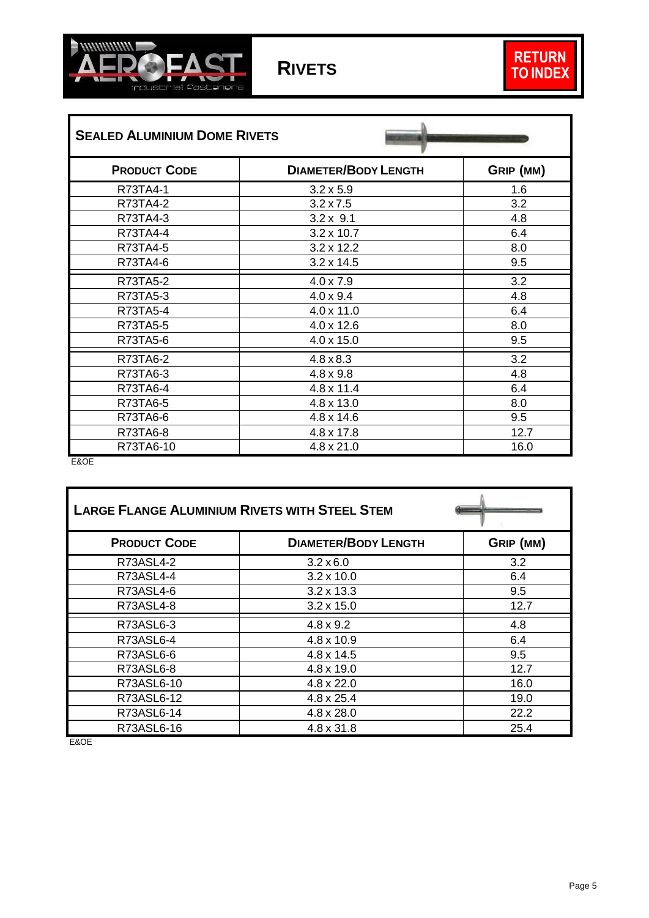# RIVETS

RETURN TO INDEX

## SEALED ALUMINIUM DOME RIVETS

| PRODUCT CODE | DIAMETER/BODY LENGTH | GRIP (MM) |
|---|---|---|
| R73TA4-1 | 3.2 x 5.9 | 1.6 |
| R73TA4-2 | 3.2 x 7.5 | 3.2 |
| R73TA4-3 | 3.2 x 9.1 | 4.8 |
| R73TA4-4 | 3.2 x 10.7 | 6.4 |
| R73TA4-5 | 3.2 x 12.2 | 8.0 |
| R73TA4-6 | 3.2 x 14.5 | 9.5 |
| R73TA5-2 | 4.0 x 7.9 | 3.2 |
| R73TA5-3 | 4.0 x 9.4 | 4.8 |
| R73TA5-4 | 4.0 x 11.0 | 6.4 |
| R73TA5-5 | 4.0 x 12.6 | 8.0 |
| R73TA5-6 | 4.0 x 15.0 | 9.5 |
| R73TA6-2 | 4.8 x 8.3 | 3.2 |
| R73TA6-3 | 4.8 x 9.8 | 4.8 |
| R73TA6-4 | 4.8 x 11.4 | 6.4 |
| R73TA6-5 | 4.8 x 13.0 | 8.0 |
| R73TA6-6 | 4.8 x 14.6 | 9.5 |
| R73TA6-8 | 4.8 x 17.8 | 12.7 |
| R73TA6-10 | 4.8 x 21.0 | 16.0 |

E&OE

## LARGE FLANGE ALUMINIUM RIVETS WITH STEEL STEM

| PRODUCT CODE | DIAMETER/BODY LENGTH | GRIP (MM) |
|---|---|---|
| R73ASL4-2 | 3.2 x 6.0 | 3.2 |
| R73ASL4-4 | 3.2 x 10.0 | 6.4 |
| R73ASL4-6 | 3.2 x 13.3 | 9.5 |
| R73ASL4-8 | 3.2 x 15.0 | 12.7 |
| R73ASL6-3 | 4.8 x 9.2 | 4.8 |
| R73ASL6-4 | 4.8 x 10.9 | 6.4 |
| R73ASL6-6 | 4.8 x 14.5 | 9.5 |
| R73ASL6-8 | 4.8 x 19.0 | 12.7 |
| R73ASL6-10 | 4.8 x 22.0 | 16.0 |
| R73ASL6-12 | 4.8 x 25.4 | 19.0 |
| R73ASL6-14 | 4.8 x 28.0 | 22.2 |
| R73ASL6-16 | 4.8 x 31.8 | 25.4 |

E&OE